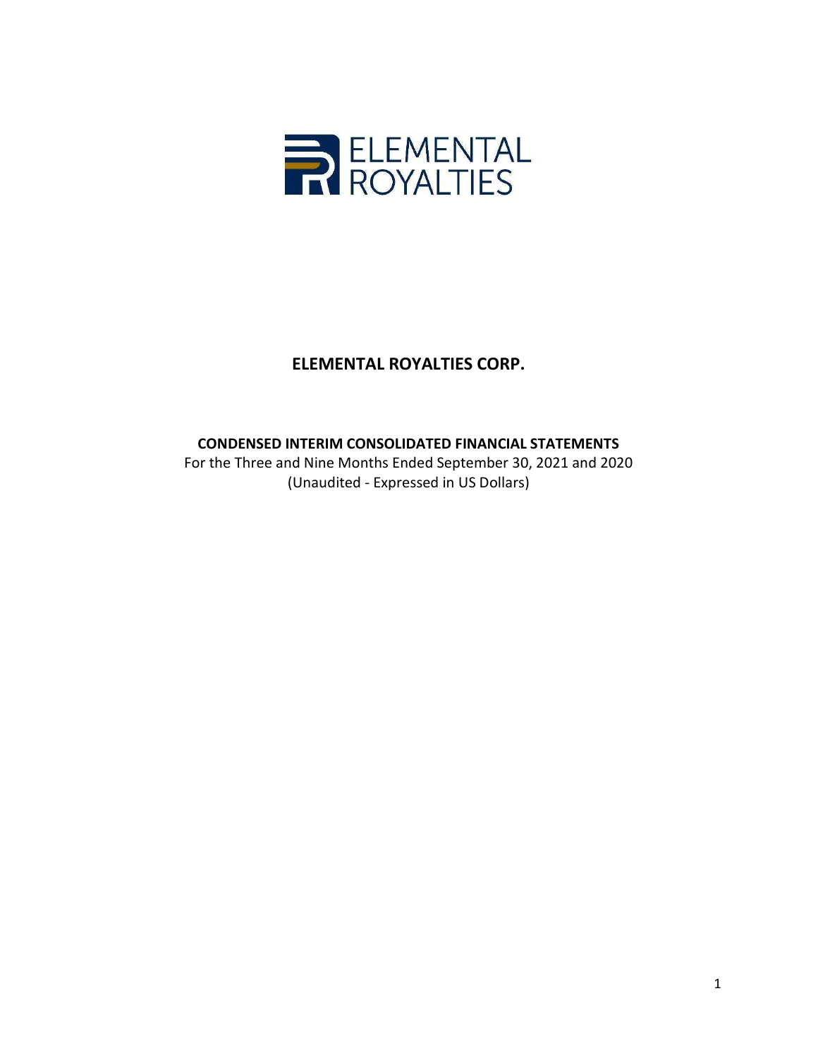ELEMENTAL ROYALTIES

# ELEMENTAL ROYALTIES CORP.

## CONDENSED INTERIM CONSOLIDATED FINANCIAL STATEMENTS

For the Three and Nine Months Ended September 30, 2021 and 2020
(Unaudited - Expressed in US Dollars)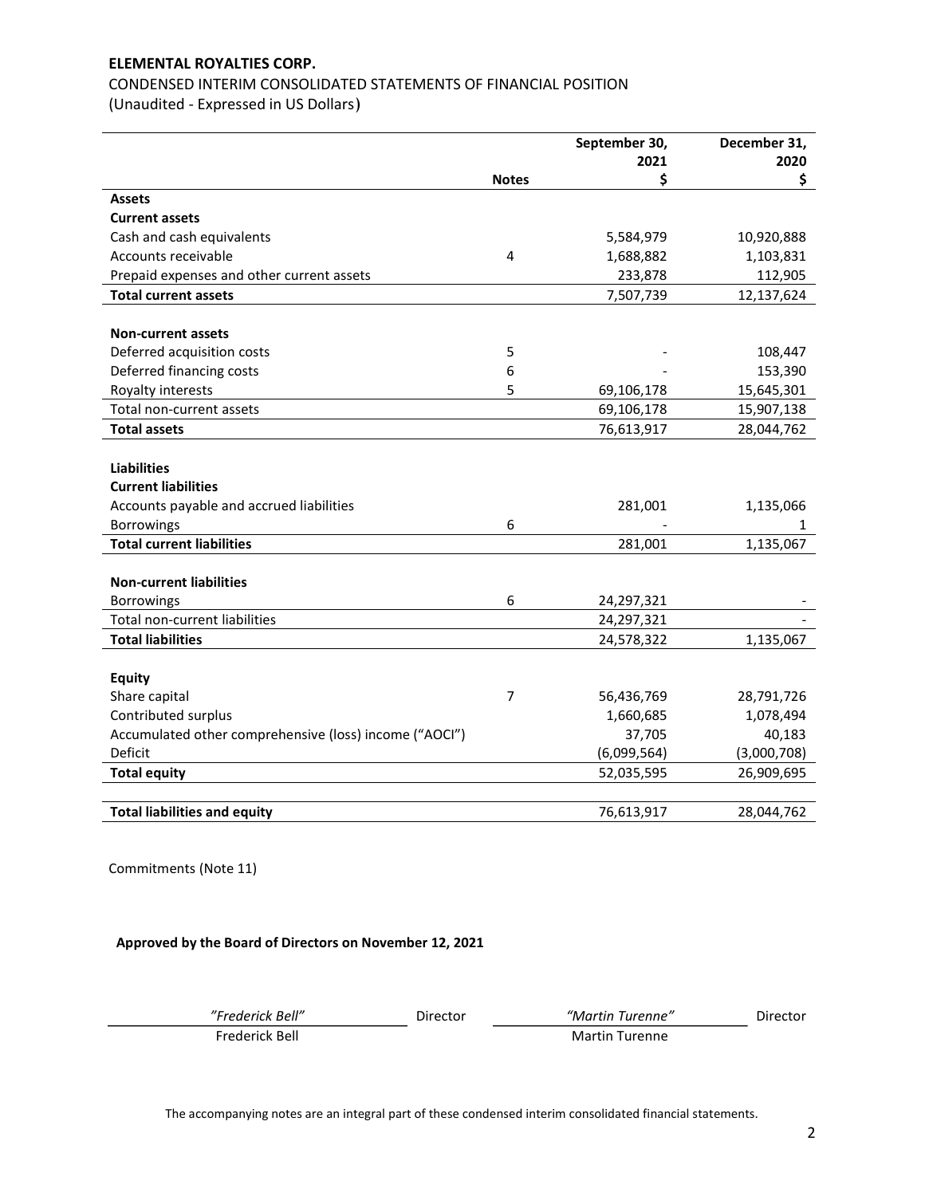**ELEMENTAL ROYALTIES CORP.**

CONDENSED INTERIM CONSOLIDATED STATEMENTS OF FINANCIAL POSITION

(Unaudited - Expressed in US Dollars)

| | Notes | September 30, 2021 $ | December 31, 2020 $ |
|---|---|---|---|
| **Assets** | | | |
| **Current assets** | | | |
| Cash and cash equivalents | | 5,584,979 | 10,920,888 |
| Accounts receivable | 4 | 1,688,882 | 1,103,831 |
| Prepaid expenses and other current assets | | 233,878 | 112,905 |
| **Total current assets** | | 7,507,739 | 12,137,624 |
| | | | |
| **Non-current assets** | | | |
| Deferred acquisition costs | 5 | - | 108,447 |
| Deferred financing costs | 6 | - | 153,390 |
| Royalty interests | 5 | 69,106,178 | 15,645,301 |
| Total non-current assets | | 69,106,178 | 15,907,138 |
| **Total assets** | | 76,613,917 | 28,044,762 |
| | | | |
| **Liabilities** | | | |
| **Current liabilities** | | | |
| Accounts payable and accrued liabilities | | 281,001 | 1,135,066 |
| Borrowings | 6 | - | 1 |
| **Total current liabilities** | | 281,001 | 1,135,067 |
| | | | |
| **Non-current liabilities** | | | |
| Borrowings | 6 | 24,297,321 | - |
| Total non-current liabilities | | 24,297,321 | - |
| **Total liabilities** | | 24,578,322 | 1,135,067 |
| | | | |
| **Equity** | | | |
| Share capital | 7 | 56,436,769 | 28,791,726 |
| Contributed surplus | | 1,660,685 | 1,078,494 |
| Accumulated other comprehensive (loss) income ("AOCI") | | 37,705 | 40,183 |
| Deficit | | (6,099,564) | (3,000,708) |
| **Total equity** | | 52,035,595 | 26,909,695 |
| | | | |
| **Total liabilities and equity** | | 76,613,917 | 28,044,762 |

Commitments (Note 11)

**Approved by the Board of Directors on November 12, 2021**

| *"Frederick Bell"* | Director | *"Martin Turenne"* | Director |
|---|---|---|---|
| Frederick Bell | | Martin Turenne | |

The accompanying notes are an integral part of these condensed interim consolidated financial statements.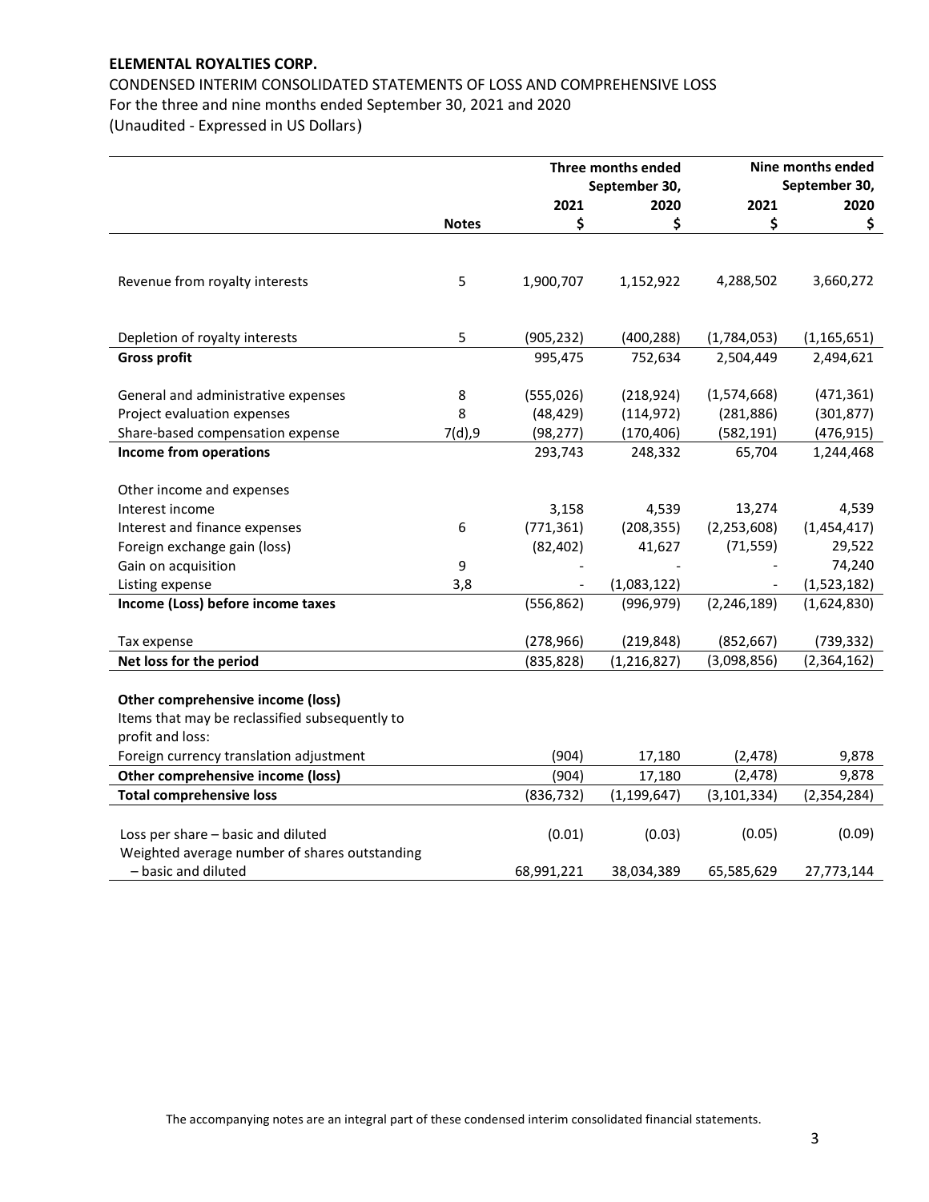**ELEMENTAL ROYALTIES CORP.**

CONDENSED INTERIM CONSOLIDATED STATEMENTS OF LOSS AND COMPREHENSIVE LOSS
For the three and nine months ended September 30, 2021 and 2020
(Unaudited - Expressed in US Dollars)

| | | Three months ended September 30, | | Nine months ended September 30, | |
|---|---|---|---|---|---|
| | | 2021 | 2020 | 2021 | 2020 |
| | **Notes** | $ | $ | $ | $ |
| Revenue from royalty interests | 5 | 1,900,707 | 1,152,922 | 4,288,502 | 3,660,272 |
| Depletion of royalty interests | 5 | (905,232) | (400,288) | (1,784,053) | (1,165,651) |
| **Gross profit** | | 995,475 | 752,634 | 2,504,449 | 2,494,621 |
| General and administrative expenses | 8 | (555,026) | (218,924) | (1,574,668) | (471,361) |
| Project evaluation expenses | 8 | (48,429) | (114,972) | (281,886) | (301,877) |
| Share-based compensation expense | 7(d),9 | (98,277) | (170,406) | (582,191) | (476,915) |
| **Income from operations** | | 293,743 | 248,332 | 65,704 | 1,244,468 |
| Other income and expenses | | | | | |
| Interest income | | 3,158 | 4,539 | 13,274 | 4,539 |
| Interest and finance expenses | 6 | (771,361) | (208,355) | (2,253,608) | (1,454,417) |
| Foreign exchange gain (loss) | | (82,402) | 41,627 | (71,559) | 29,522 |
| Gain on acquisition | 9 | - | - | - | 74,240 |
| Listing expense | 3,8 | - | (1,083,122) | - | (1,523,182) |
| **Income (Loss) before income taxes** | | (556,862) | (996,979) | (2,246,189) | (1,624,830) |
| Tax expense | | (278,966) | (219,848) | (852,667) | (739,332) |
| **Net loss for the period** | | (835,828) | (1,216,827) | (3,098,856) | (2,364,162) |
| **Other comprehensive income (loss)** | | | | | |
| Items that may be reclassified subsequently to profit and loss: | | | | | |
| Foreign currency translation adjustment | | (904) | 17,180 | (2,478) | 9,878 |
| **Other comprehensive income (loss)** | | (904) | 17,180 | (2,478) | 9,878 |
| **Total comprehensive loss** | | (836,732) | (1,199,647) | (3,101,334) | (2,354,284) |
| Loss per share – basic and diluted | | (0.01) | (0.03) | (0.05) | (0.09) |
| Weighted average number of shares outstanding – basic and diluted | | 68,991,221 | 38,034,389 | 65,585,629 | 27,773,144 |

The accompanying notes are an integral part of these condensed interim consolidated financial statements.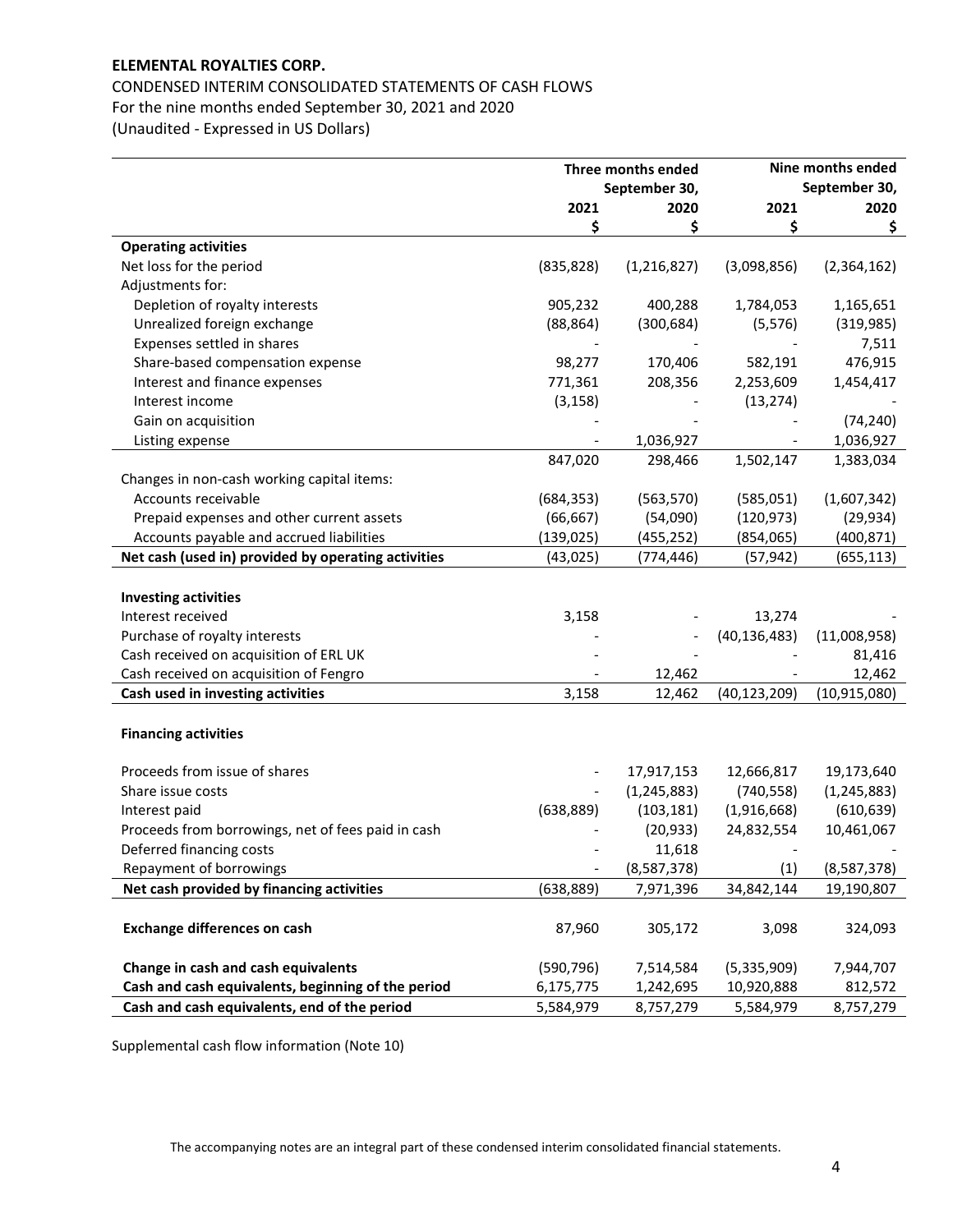**ELEMENTAL ROYALTIES CORP.**

CONDENSED INTERIM CONSOLIDATED STATEMENTS OF CASH FLOWS
For the nine months ended September 30, 2021 and 2020
(Unaudited - Expressed in US Dollars)

| | Three months ended September 30, | | Nine months ended September 30, | |
|---|---|---|---|---|
| | 2021 | 2020 | 2021 | 2020 |
| | $ | $ | $ | $ |
| **Operating activities** | | | | |
| Net loss for the period | (835,828) | (1,216,827) | (3,098,856) | (2,364,162) |
| Adjustments for: | | | | |
| Depletion of royalty interests | 905,232 | 400,288 | 1,784,053 | 1,165,651 |
| Unrealized foreign exchange | (88,864) | (300,684) | (5,576) | (319,985) |
| Expenses settled in shares | - | - | - | 7,511 |
| Share-based compensation expense | 98,277 | 170,406 | 582,191 | 476,915 |
| Interest and finance expenses | 771,361 | 208,356 | 2,253,609 | 1,454,417 |
| Interest income | (3,158) | - | (13,274) | - |
| Gain on acquisition | - | - | - | (74,240) |
| Listing expense | - | 1,036,927 | - | 1,036,927 |
| | 847,020 | 298,466 | 1,502,147 | 1,383,034 |
| Changes in non-cash working capital items: | | | | |
| Accounts receivable | (684,353) | (563,570) | (585,051) | (1,607,342) |
| Prepaid expenses and other current assets | (66,667) | (54,090) | (120,973) | (29,934) |
| Accounts payable and accrued liabilities | (139,025) | (455,252) | (854,065) | (400,871) |
| **Net cash (used in) provided by operating activities** | (43,025) | (774,446) | (57,942) | (655,113) |
| | | | | |
| **Investing activities** | | | | |
| Interest received | 3,158 | - | 13,274 | - |
| Purchase of royalty interests | - | - | (40,136,483) | (11,008,958) |
| Cash received on acquisition of ERL UK | - | - | - | 81,416 |
| Cash received on acquisition of Fengro | - | 12,462 | - | 12,462 |
| **Cash used in investing activities** | 3,158 | 12,462 | (40,123,209) | (10,915,080) |
| | | | | |
| **Financing activities** | | | | |
| Proceeds from issue of shares | - | 17,917,153 | 12,666,817 | 19,173,640 |
| Share issue costs | - | (1,245,883) | (740,558) | (1,245,883) |
| Interest paid | (638,889) | (103,181) | (1,916,668) | (610,639) |
| Proceeds from borrowings, net of fees paid in cash | - | (20,933) | 24,832,554 | 10,461,067 |
| Deferred financing costs | - | 11,618 | - | - |
| Repayment of borrowings | - | (8,587,378) | (1) | (8,587,378) |
| **Net cash provided by financing activities** | (638,889) | 7,971,396 | 34,842,144 | 19,190,807 |
| | | | | |
| **Exchange differences on cash** | 87,960 | 305,172 | 3,098 | 324,093 |
| | | | | |
| **Change in cash and cash equivalents** | (590,796) | 7,514,584 | (5,335,909) | 7,944,707 |
| **Cash and cash equivalents, beginning of the period** | 6,175,775 | 1,242,695 | 10,920,888 | 812,572 |
| **Cash and cash equivalents, end of the period** | 5,584,979 | 8,757,279 | 5,584,979 | 8,757,279 |

Supplemental cash flow information (Note 10)

The accompanying notes are an integral part of these condensed interim consolidated financial statements.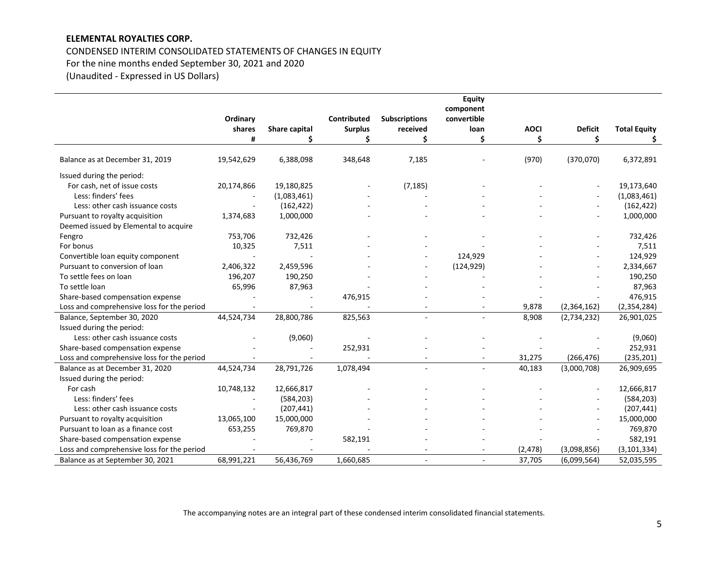**ELEMENTAL ROYALTIES CORP.**

CONDENSED INTERIM CONSOLIDATED STATEMENTS OF CHANGES IN EQUITY

For the nine months ended September 30, 2021 and 2020

(Unaudited - Expressed in US Dollars)

| | Ordinary shares # | Share capital $ | Contributed Surplus $ | Subscriptions received $ | Equity component convertible loan $ | AOCI $ | Deficit $ | Total Equity $ |
|---|---|---|---|---|---|---|---|---|
| Balance as at December 31, 2019 | 19,542,629 | 6,388,098 | 348,648 | 7,185 | - | (970) | (370,070) | 6,372,891 |
| Issued during the period: | | | | | | | | |
| For cash, net of issue costs | 20,174,866 | 19,180,825 | - | (7,185) | - | - | - | 19,173,640 |
| Less: finders' fees | - | (1,083,461) | - | - | - | - | - | (1,083,461) |
| Less: other cash issuance costs | - | (162,422) | - | - | - | - | - | (162,422) |
| Pursuant to royalty acquisition | 1,374,683 | 1,000,000 | - | - | - | - | - | 1,000,000 |
| Deemed issued by Elemental to acquire Fengro | 753,706 | 732,426 | - | - | - | - | - | 732,426 |
| For bonus | 10,325 | 7,511 | - | - | - | - | - | 7,511 |
| Convertible loan equity component | - | - | - | - | 124,929 | - | - | 124,929 |
| Pursuant to conversion of loan | 2,406,322 | 2,459,596 | - | - | (124,929) | - | - | 2,334,667 |
| To settle fees on loan | 196,207 | 190,250 | - | - | - | - | - | 190,250 |
| To settle loan | 65,996 | 87,963 | - | - | - | - | - | 87,963 |
| Share-based compensation expense | - | - | 476,915 | - | - | - | - | 476,915 |
| Loss and comprehensive loss for the period | - | - | - | - | - | 9,878 | (2,364,162) | (2,354,284) |
| Balance, September 30, 2020 | 44,524,734 | 28,800,786 | 825,563 | - | - | 8,908 | (2,734,232) | 26,901,025 |
| Issued during the period: | | | | | | | | |
| Less: other cash issuance costs | - | (9,060) | - | - | - | - | - | (9,060) |
| Share-based compensation expense | - | - | 252,931 | - | - | - | - | 252,931 |
| Loss and comprehensive loss for the period | - | - | - | - | - | 31,275 | (266,476) | (235,201) |
| Balance as at December 31, 2020 | 44,524,734 | 28,791,726 | 1,078,494 | - | - | 40,183 | (3,000,708) | 26,909,695 |
| Issued during the period: | | | | | | | | |
| For cash | 10,748,132 | 12,666,817 | - | - | - | - | - | 12,666,817 |
| Less: finders' fees | - | (584,203) | - | - | - | - | - | (584,203) |
| Less: other cash issuance costs | - | (207,441) | - | - | - | - | - | (207,441) |
| Pursuant to royalty acquisition | 13,065,100 | 15,000,000 | - | - | - | - | - | 15,000,000 |
| Pursuant to loan as a finance cost | 653,255 | 769,870 | - | - | - | - | - | 769,870 |
| Share-based compensation expense | - | - | 582,191 | - | - | - | - | 582,191 |
| Loss and comprehensive loss for the period | - | - | - | - | - | (2,478) | (3,098,856) | (3,101,334) |
| Balance as at September 30, 2021 | 68,991,221 | 56,436,769 | 1,660,685 | - | - | 37,705 | (6,099,564) | 52,035,595 |

The accompanying notes are an integral part of these condensed interim consolidated financial statements.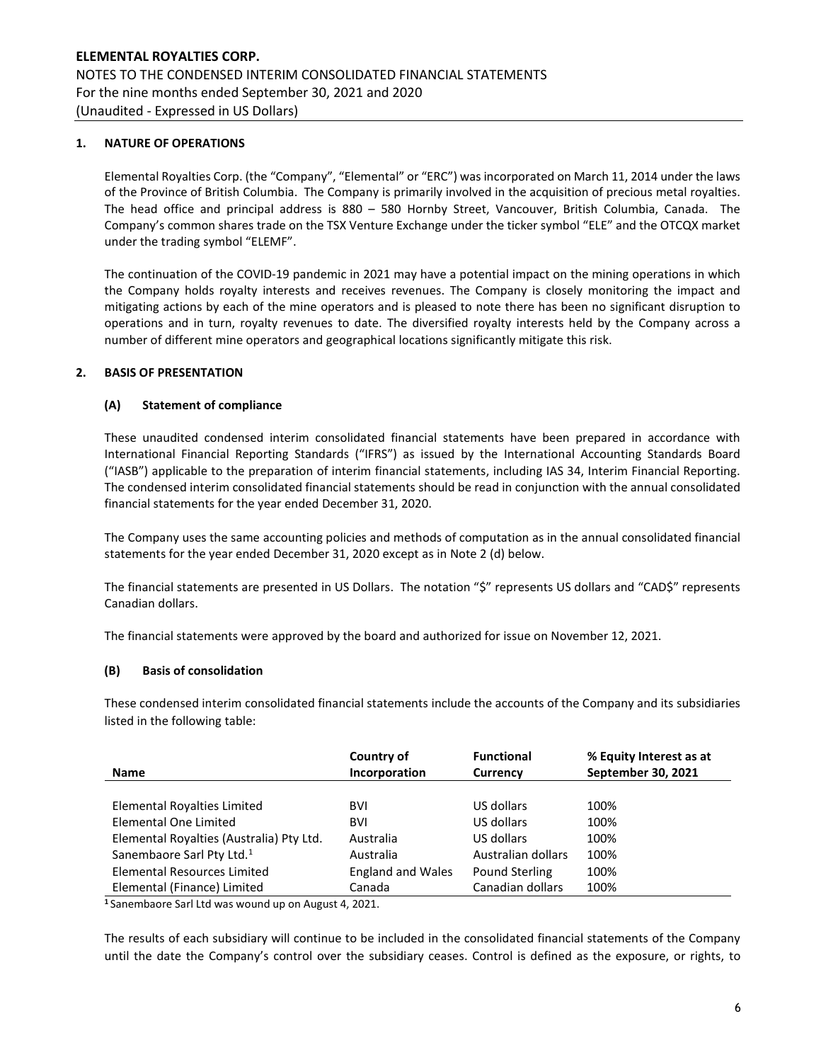## 1. NATURE OF OPERATIONS

Elemental Royalties Corp. (the "Company", "Elemental" or "ERC") was incorporated on March 11, 2014 under the laws of the Province of British Columbia. The Company is primarily involved in the acquisition of precious metal royalties. The head office and principal address is 880 – 580 Hornby Street, Vancouver, British Columbia, Canada. The Company's common shares trade on the TSX Venture Exchange under the ticker symbol "ELE" and the OTCQX market under the trading symbol "ELEMF".

The continuation of the COVID-19 pandemic in 2021 may have a potential impact on the mining operations in which the Company holds royalty interests and receives revenues. The Company is closely monitoring the impact and mitigating actions by each of the mine operators and is pleased to note there has been no significant disruption to operations and in turn, royalty revenues to date. The diversified royalty interests held by the Company across a number of different mine operators and geographical locations significantly mitigate this risk.

## 2. BASIS OF PRESENTATION

### (A) Statement of compliance

These unaudited condensed interim consolidated financial statements have been prepared in accordance with International Financial Reporting Standards ("IFRS") as issued by the International Accounting Standards Board ("IASB") applicable to the preparation of interim financial statements, including IAS 34, Interim Financial Reporting. The condensed interim consolidated financial statements should be read in conjunction with the annual consolidated financial statements for the year ended December 31, 2020.

The Company uses the same accounting policies and methods of computation as in the annual consolidated financial statements for the year ended December 31, 2020 except as in Note 2 (d) below.

The financial statements are presented in US Dollars. The notation "$" represents US dollars and "CAD$" represents Canadian dollars.

The financial statements were approved by the board and authorized for issue on November 12, 2021.

### (B) Basis of consolidation

These condensed interim consolidated financial statements include the accounts of the Company and its subsidiaries listed in the following table:

| Name | Country of Incorporation | Functional Currency | % Equity Interest as at September 30, 2021 |
|---|---|---|---|
| Elemental Royalties Limited | BVI | US dollars | 100% |
| Elemental One Limited | BVI | US dollars | 100% |
| Elemental Royalties (Australia) Pty Ltd. | Australia | US dollars | 100% |
| Sanembaore Sarl Pty Ltd.[1] | Australia | Australian dollars | 100% |
| Elemental Resources Limited | England and Wales | Pound Sterling | 100% |
| Elemental (Finance) Limited | Canada | Canadian dollars | 100% |

[1] Sanembaore Sarl Ltd was wound up on August 4, 2021.

The results of each subsidiary will continue to be included in the consolidated financial statements of the Company until the date the Company's control over the subsidiary ceases. Control is defined as the exposure, or rights, to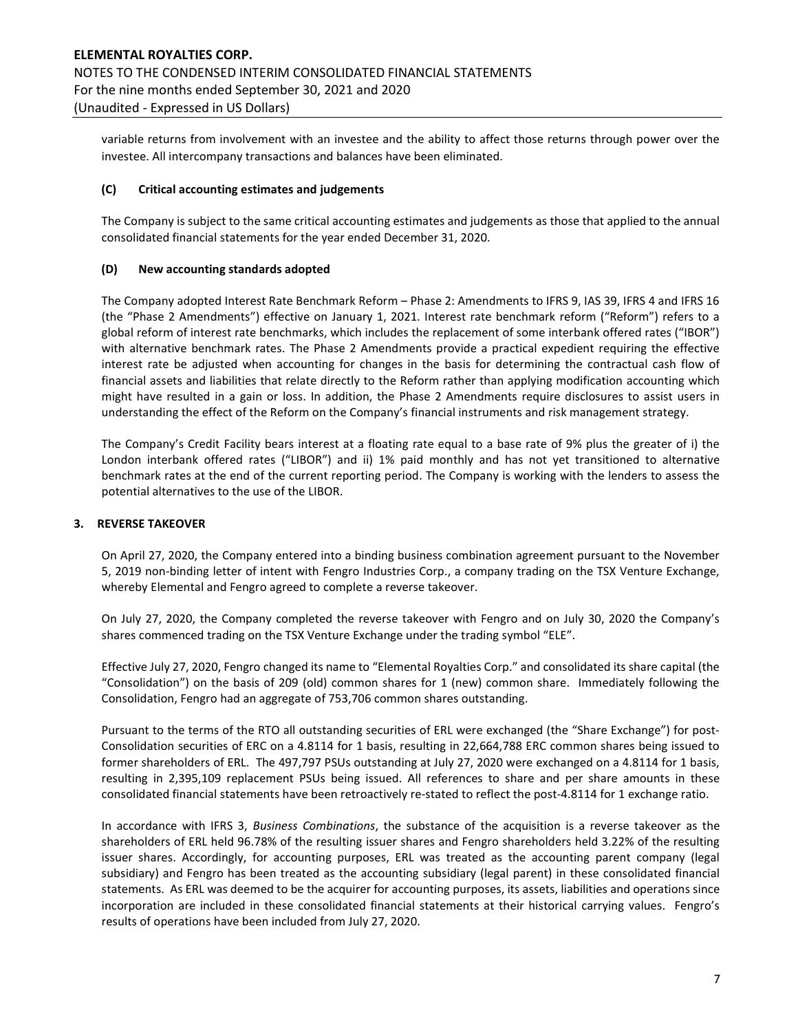variable returns from involvement with an investee and the ability to affect those returns through power over the investee. All intercompany transactions and balances have been eliminated.

### (C) Critical accounting estimates and judgements

The Company is subject to the same critical accounting estimates and judgements as those that applied to the annual consolidated financial statements for the year ended December 31, 2020.

### (D) New accounting standards adopted

The Company adopted Interest Rate Benchmark Reform – Phase 2: Amendments to IFRS 9, IAS 39, IFRS 4 and IFRS 16 (the "Phase 2 Amendments") effective on January 1, 2021. Interest rate benchmark reform ("Reform") refers to a global reform of interest rate benchmarks, which includes the replacement of some interbank offered rates ("IBOR") with alternative benchmark rates. The Phase 2 Amendments provide a practical expedient requiring the effective interest rate be adjusted when accounting for changes in the basis for determining the contractual cash flow of financial assets and liabilities that relate directly to the Reform rather than applying modification accounting which might have resulted in a gain or loss. In addition, the Phase 2 Amendments require disclosures to assist users in understanding the effect of the Reform on the Company's financial instruments and risk management strategy.

The Company's Credit Facility bears interest at a floating rate equal to a base rate of 9% plus the greater of i) the London interbank offered rates ("LIBOR") and ii) 1% paid monthly and has not yet transitioned to alternative benchmark rates at the end of the current reporting period. The Company is working with the lenders to assess the potential alternatives to the use of the LIBOR.

## 3. REVERSE TAKEOVER

On April 27, 2020, the Company entered into a binding business combination agreement pursuant to the November 5, 2019 non-binding letter of intent with Fengro Industries Corp., a company trading on the TSX Venture Exchange, whereby Elemental and Fengro agreed to complete a reverse takeover.

On July 27, 2020, the Company completed the reverse takeover with Fengro and on July 30, 2020 the Company's shares commenced trading on the TSX Venture Exchange under the trading symbol "ELE".

Effective July 27, 2020, Fengro changed its name to "Elemental Royalties Corp." and consolidated its share capital (the "Consolidation") on the basis of 209 (old) common shares for 1 (new) common share. Immediately following the Consolidation, Fengro had an aggregate of 753,706 common shares outstanding.

Pursuant to the terms of the RTO all outstanding securities of ERL were exchanged (the "Share Exchange") for post-Consolidation securities of ERC on a 4.8114 for 1 basis, resulting in 22,664,788 ERC common shares being issued to former shareholders of ERL. The 497,797 PSUs outstanding at July 27, 2020 were exchanged on a 4.8114 for 1 basis, resulting in 2,395,109 replacement PSUs being issued. All references to share and per share amounts in these consolidated financial statements have been retroactively re-stated to reflect the post-4.8114 for 1 exchange ratio.

In accordance with IFRS 3, *Business Combinations*, the substance of the acquisition is a reverse takeover as the shareholders of ERL held 96.78% of the resulting issuer shares and Fengro shareholders held 3.22% of the resulting issuer shares. Accordingly, for accounting purposes, ERL was treated as the accounting parent company (legal subsidiary) and Fengro has been treated as the accounting subsidiary (legal parent) in these consolidated financial statements. As ERL was deemed to be the acquirer for accounting purposes, its assets, liabilities and operations since incorporation are included in these consolidated financial statements at their historical carrying values. Fengro's results of operations have been included from July 27, 2020.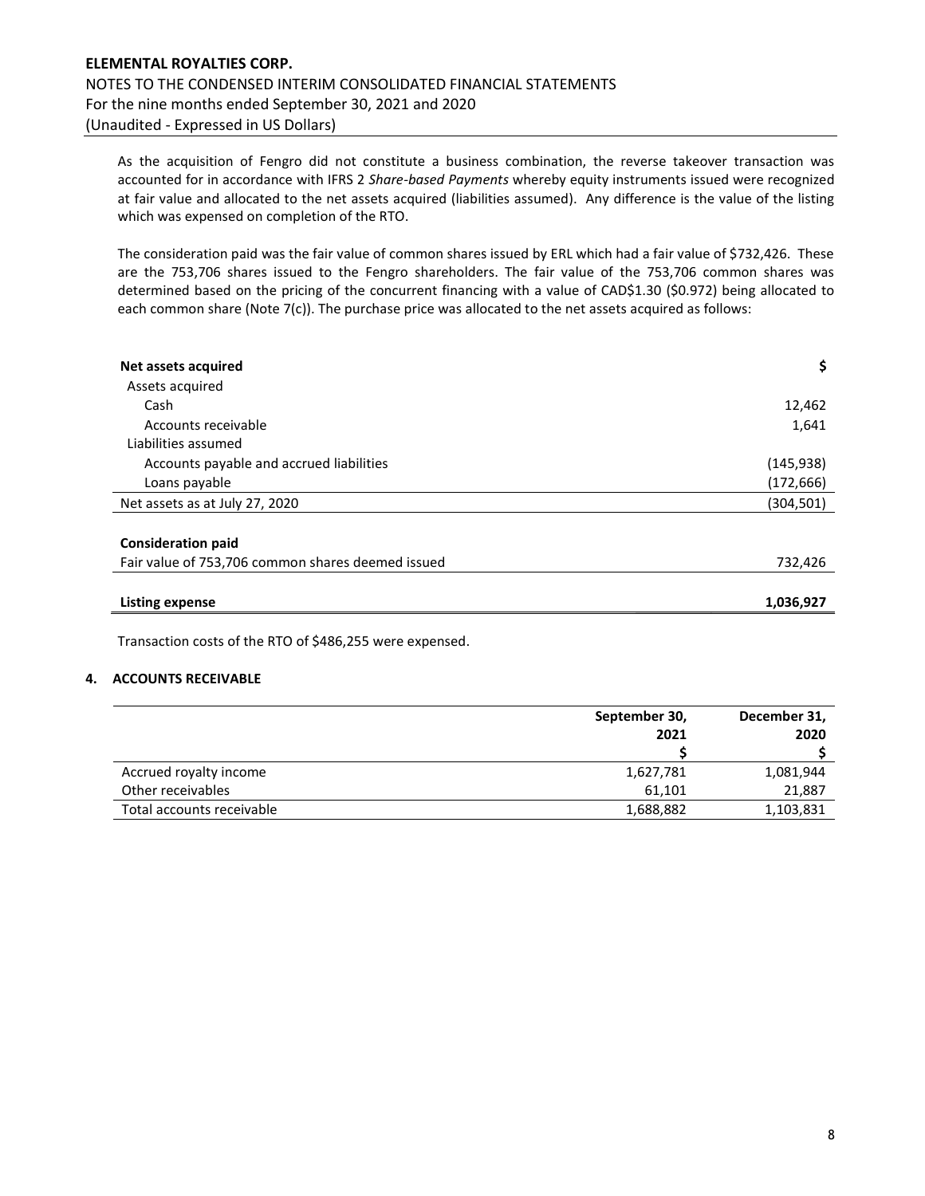As the acquisition of Fengro did not constitute a business combination, the reverse takeover transaction was accounted for in accordance with IFRS 2 *Share-based Payments* whereby equity instruments issued were recognized at fair value and allocated to the net assets acquired (liabilities assumed). Any difference is the value of the listing which was expensed on completion of the RTO.

The consideration paid was the fair value of common shares issued by ERL which had a fair value of $732,426. These are the 753,706 shares issued to the Fengro shareholders. The fair value of the 753,706 common shares was determined based on the pricing of the concurrent financing with a value of CAD$1.30 ($0.972) being allocated to each common share (Note 7(c)). The purchase price was allocated to the net assets acquired as follows:

| **Net assets acquired** | **$** |
|---|---|
| Assets acquired | |
| Cash | 12,462 |
| Accounts receivable | 1,641 |
| Liabilities assumed | |
| Accounts payable and accrued liabilities | (145,938) |
| Loans payable | (172,666) |
| Net assets as at July 27, 2020 | (304,501) |
| | |
| **Consideration paid** | |
| Fair value of 753,706 common shares deemed issued | 732,426 |
| | |
| **Listing expense** | **1,036,927** |

Transaction costs of the RTO of $486,255 were expensed.

## 4. ACCOUNTS RECEIVABLE

| | September 30, 2021 $ | December 31, 2020 $ |
|---|---|---|
| Accrued royalty income | 1,627,781 | 1,081,944 |
| Other receivables | 61,101 | 21,887 |
| Total accounts receivable | 1,688,882 | 1,103,831 |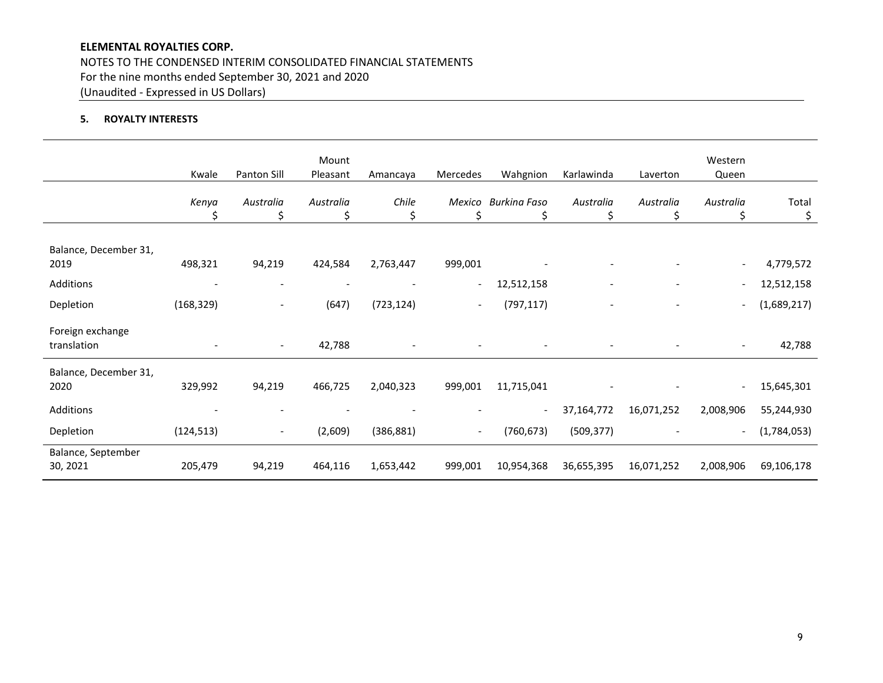## 5. ROYALTY INTERESTS

| | Kwale | Panton Sill | Mount Pleasant | Amancaya | Mercedes | Wahgnion | Karlawinda | Laverton | Western Queen | |
|---|---|---|---|---|---|---|---|---|---|---|
| | *Kenya* | *Australia* | *Australia* | *Chile* | *Mexico* | *Burkina Faso* | *Australia* | *Australia* | *Australia* | Total |
| | $ | $ | $ | $ | $ | $ | $ | $ | $ | $ |
| Balance, December 31, 2019 | 498,321 | 94,219 | 424,584 | 2,763,447 | 999,001 | - | - | - | - | 4,779,572 |
| Additions | - | - | - | - | - | 12,512,158 | - | - | - | 12,512,158 |
| Depletion | (168,329) | - | (647) | (723,124) | - | (797,117) | - | - | - | (1,689,217) |
| Foreign exchange translation | - | - | 42,788 | - | - | - | - | - | - | 42,788 |
| Balance, December 31, 2020 | 329,992 | 94,219 | 466,725 | 2,040,323 | 999,001 | 11,715,041 | - | - | - | 15,645,301 |
| Additions | - | - | - | - | - | - | 37,164,772 | 16,071,252 | 2,008,906 | 55,244,930 |
| Depletion | (124,513) | - | (2,609) | (386,881) | - | (760,673) | (509,377) | - | - | (1,784,053) |
| Balance, September 30, 2021 | 205,479 | 94,219 | 464,116 | 1,653,442 | 999,001 | 10,954,368 | 36,655,395 | 16,071,252 | 2,008,906 | 69,106,178 |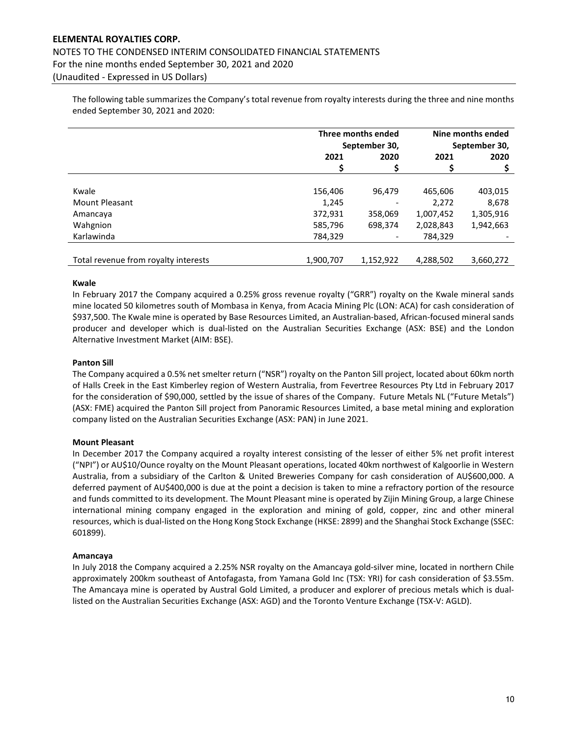The following table summarizes the Company's total revenue from royalty interests during the three and nine months ended September 30, 2021 and 2020:

| | Three months ended September 30, | | Nine months ended September 30, | |
|---|---|---|---|---|
| | 2021 | 2020 | 2021 | 2020 |
| | $ | $ | $ | $ |
| Kwale | 156,406 | 96,479 | 465,606 | 403,015 |
| Mount Pleasant | 1,245 | - | 2,272 | 8,678 |
| Amancaya | 372,931 | 358,069 | 1,007,452 | 1,305,916 |
| Wahgnion | 585,796 | 698,374 | 2,028,843 | 1,942,663 |
| Karlawinda | 784,329 | - | 784,329 | - |
| Total revenue from royalty interests | 1,900,707 | 1,152,922 | 4,288,502 | 3,660,272 |

**Kwale**

In February 2017 the Company acquired a 0.25% gross revenue royalty ("GRR") royalty on the Kwale mineral sands mine located 50 kilometres south of Mombasa in Kenya, from Acacia Mining Plc (LON: ACA) for cash consideration of $937,500. The Kwale mine is operated by Base Resources Limited, an Australian-based, African-focused mineral sands producer and developer which is dual-listed on the Australian Securities Exchange (ASX: BSE) and the London Alternative Investment Market (AIM: BSE).

**Panton Sill**

The Company acquired a 0.5% net smelter return ("NSR") royalty on the Panton Sill project, located about 60km north of Halls Creek in the East Kimberley region of Western Australia, from Fevertree Resources Pty Ltd in February 2017 for the consideration of $90,000, settled by the issue of shares of the Company. Future Metals NL ("Future Metals") (ASX: FME) acquired the Panton Sill project from Panoramic Resources Limited, a base metal mining and exploration company listed on the Australian Securities Exchange (ASX: PAN) in June 2021.

**Mount Pleasant**

In December 2017 the Company acquired a royalty interest consisting of the lesser of either 5% net profit interest ("NPI") or AU$10/Ounce royalty on the Mount Pleasant operations, located 40km northwest of Kalgoorlie in Western Australia, from a subsidiary of the Carlton & United Breweries Company for cash consideration of AU$600,000. A deferred payment of AU$400,000 is due at the point a decision is taken to mine a refractory portion of the resource and funds committed to its development. The Mount Pleasant mine is operated by Zijin Mining Group, a large Chinese international mining company engaged in the exploration and mining of gold, copper, zinc and other mineral resources, which is dual-listed on the Hong Kong Stock Exchange (HKSE: 2899) and the Shanghai Stock Exchange (SSEC: 601899).

**Amancaya**

In July 2018 the Company acquired a 2.25% NSR royalty on the Amancaya gold-silver mine, located in northern Chile approximately 200km southeast of Antofagasta, from Yamana Gold Inc (TSX: YRI) for cash consideration of $3.55m. The Amancaya mine is operated by Austral Gold Limited, a producer and explorer of precious metals which is dual-listed on the Australian Securities Exchange (ASX: AGD) and the Toronto Venture Exchange (TSX-V: AGLD).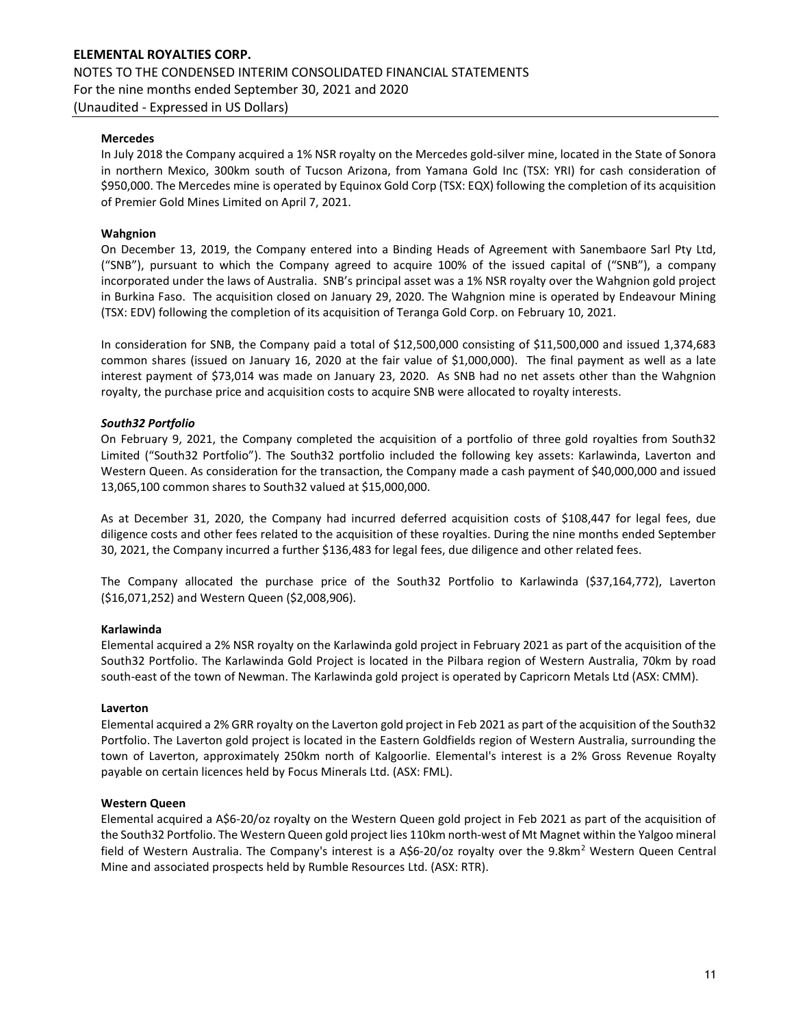**Mercedes**

In July 2018 the Company acquired a 1% NSR royalty on the Mercedes gold-silver mine, located in the State of Sonora in northern Mexico, 300km south of Tucson Arizona, from Yamana Gold Inc (TSX: YRI) for cash consideration of $950,000. The Mercedes mine is operated by Equinox Gold Corp (TSX: EQX) following the completion of its acquisition of Premier Gold Mines Limited on April 7, 2021.

**Wahgnion**

On December 13, 2019, the Company entered into a Binding Heads of Agreement with Sanembaore Sarl Pty Ltd, ("SNB"), pursuant to which the Company agreed to acquire 100% of the issued capital of ("SNB"), a company incorporated under the laws of Australia. SNB's principal asset was a 1% NSR royalty over the Wahgnion gold project in Burkina Faso. The acquisition closed on January 29, 2020. The Wahgnion mine is operated by Endeavour Mining (TSX: EDV) following the completion of its acquisition of Teranga Gold Corp. on February 10, 2021.

In consideration for SNB, the Company paid a total of $12,500,000 consisting of $11,500,000 and issued 1,374,683 common shares (issued on January 16, 2020 at the fair value of $1,000,000). The final payment as well as a late interest payment of $73,014 was made on January 23, 2020. As SNB had no net assets other than the Wahgnion royalty, the purchase price and acquisition costs to acquire SNB were allocated to royalty interests.

***South32 Portfolio***

On February 9, 2021, the Company completed the acquisition of a portfolio of three gold royalties from South32 Limited ("South32 Portfolio"). The South32 portfolio included the following key assets: Karlawinda, Laverton and Western Queen. As consideration for the transaction, the Company made a cash payment of $40,000,000 and issued 13,065,100 common shares to South32 valued at $15,000,000.

As at December 31, 2020, the Company had incurred deferred acquisition costs of $108,447 for legal fees, due diligence costs and other fees related to the acquisition of these royalties. During the nine months ended September 30, 2021, the Company incurred a further $136,483 for legal fees, due diligence and other related fees.

The Company allocated the purchase price of the South32 Portfolio to Karlawinda ($37,164,772), Laverton ($16,071,252) and Western Queen ($2,008,906).

**Karlawinda**

Elemental acquired a 2% NSR royalty on the Karlawinda gold project in February 2021 as part of the acquisition of the South32 Portfolio. The Karlawinda Gold Project is located in the Pilbara region of Western Australia, 70km by road south-east of the town of Newman. The Karlawinda gold project is operated by Capricorn Metals Ltd (ASX: CMM).

**Laverton**

Elemental acquired a 2% GRR royalty on the Laverton gold project in Feb 2021 as part of the acquisition of the South32 Portfolio. The Laverton gold project is located in the Eastern Goldfields region of Western Australia, surrounding the town of Laverton, approximately 250km north of Kalgoorlie. Elemental's interest is a 2% Gross Revenue Royalty payable on certain licences held by Focus Minerals Ltd. (ASX: FML).

**Western Queen**

Elemental acquired a A$6-20/oz royalty on the Western Queen gold project in Feb 2021 as part of the acquisition of the South32 Portfolio. The Western Queen gold project lies 110km north-west of Mt Magnet within the Yalgoo mineral field of Western Australia. The Company's interest is a A$6-20/oz royalty over the 9.8km$^2$ Western Queen Central Mine and associated prospects held by Rumble Resources Ltd. (ASX: RTR).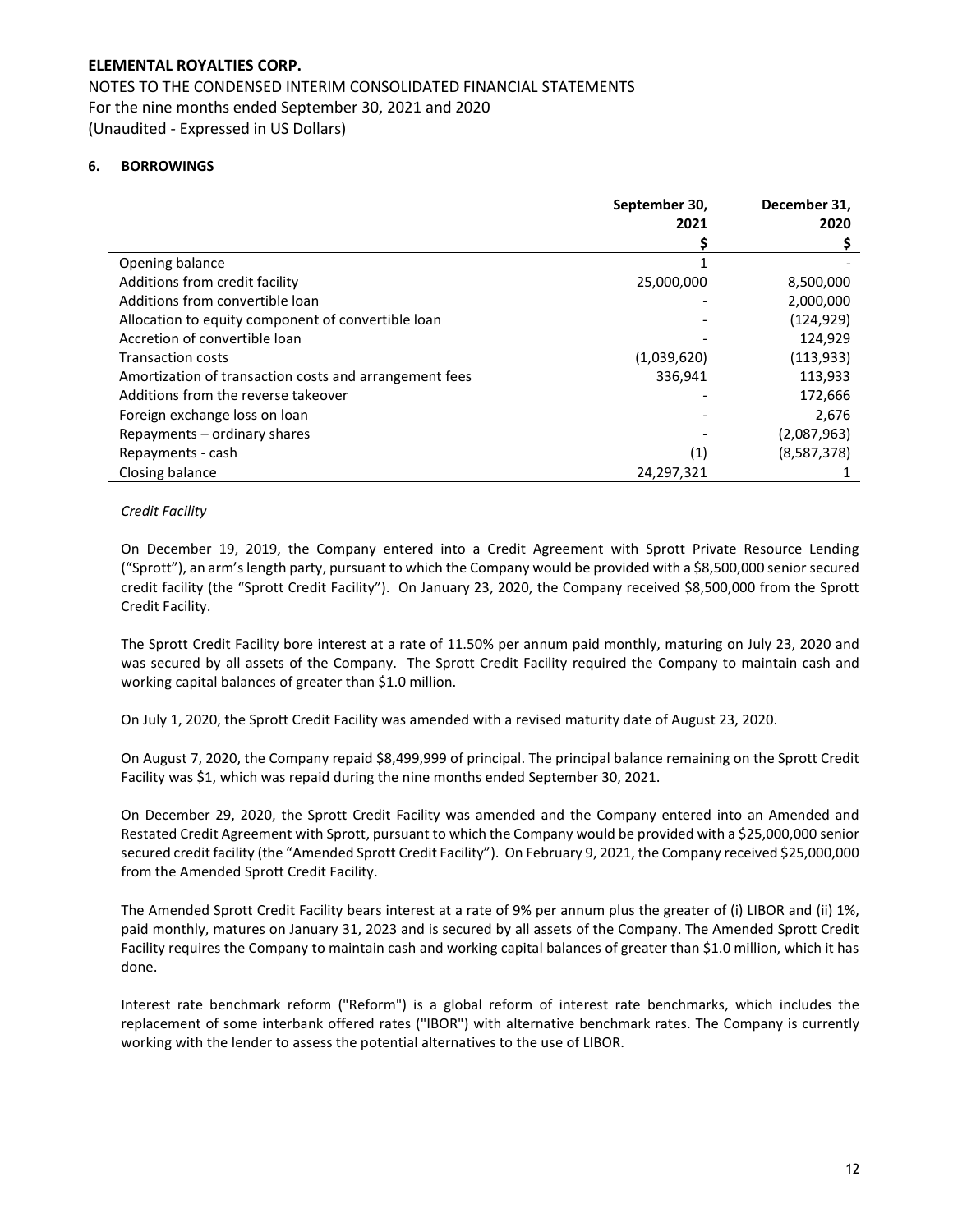## 6. BORROWINGS

| | September 30, 2021 | December 31, 2020 |
|---|---|---|
| | $ | $ |
| Opening balance | 1 | - |
| Additions from credit facility | 25,000,000 | 8,500,000 |
| Additions from convertible loan | - | 2,000,000 |
| Allocation to equity component of convertible loan | - | (124,929) |
| Accretion of convertible loan | - | 124,929 |
| Transaction costs | (1,039,620) | (113,933) |
| Amortization of transaction costs and arrangement fees | 336,941 | 113,933 |
| Additions from the reverse takeover | - | 172,666 |
| Foreign exchange loss on loan | - | 2,676 |
| Repayments – ordinary shares | - | (2,087,963) |
| Repayments - cash | (1) | (8,587,378) |
| Closing balance | 24,297,321 | 1 |

*Credit Facility*

On December 19, 2019, the Company entered into a Credit Agreement with Sprott Private Resource Lending ("Sprott"), an arm's length party, pursuant to which the Company would be provided with a $8,500,000 senior secured credit facility (the "Sprott Credit Facility"). On January 23, 2020, the Company received $8,500,000 from the Sprott Credit Facility.

The Sprott Credit Facility bore interest at a rate of 11.50% per annum paid monthly, maturing on July 23, 2020 and was secured by all assets of the Company. The Sprott Credit Facility required the Company to maintain cash and working capital balances of greater than $1.0 million.

On July 1, 2020, the Sprott Credit Facility was amended with a revised maturity date of August 23, 2020.

On August 7, 2020, the Company repaid $8,499,999 of principal. The principal balance remaining on the Sprott Credit Facility was $1, which was repaid during the nine months ended September 30, 2021.

On December 29, 2020, the Sprott Credit Facility was amended and the Company entered into an Amended and Restated Credit Agreement with Sprott, pursuant to which the Company would be provided with a $25,000,000 senior secured credit facility (the "Amended Sprott Credit Facility"). On February 9, 2021, the Company received $25,000,000 from the Amended Sprott Credit Facility.

The Amended Sprott Credit Facility bears interest at a rate of 9% per annum plus the greater of (i) LIBOR and (ii) 1%, paid monthly, matures on January 31, 2023 and is secured by all assets of the Company. The Amended Sprott Credit Facility requires the Company to maintain cash and working capital balances of greater than $1.0 million, which it has done.

Interest rate benchmark reform ("Reform") is a global reform of interest rate benchmarks, which includes the replacement of some interbank offered rates ("IBOR") with alternative benchmark rates. The Company is currently working with the lender to assess the potential alternatives to the use of LIBOR.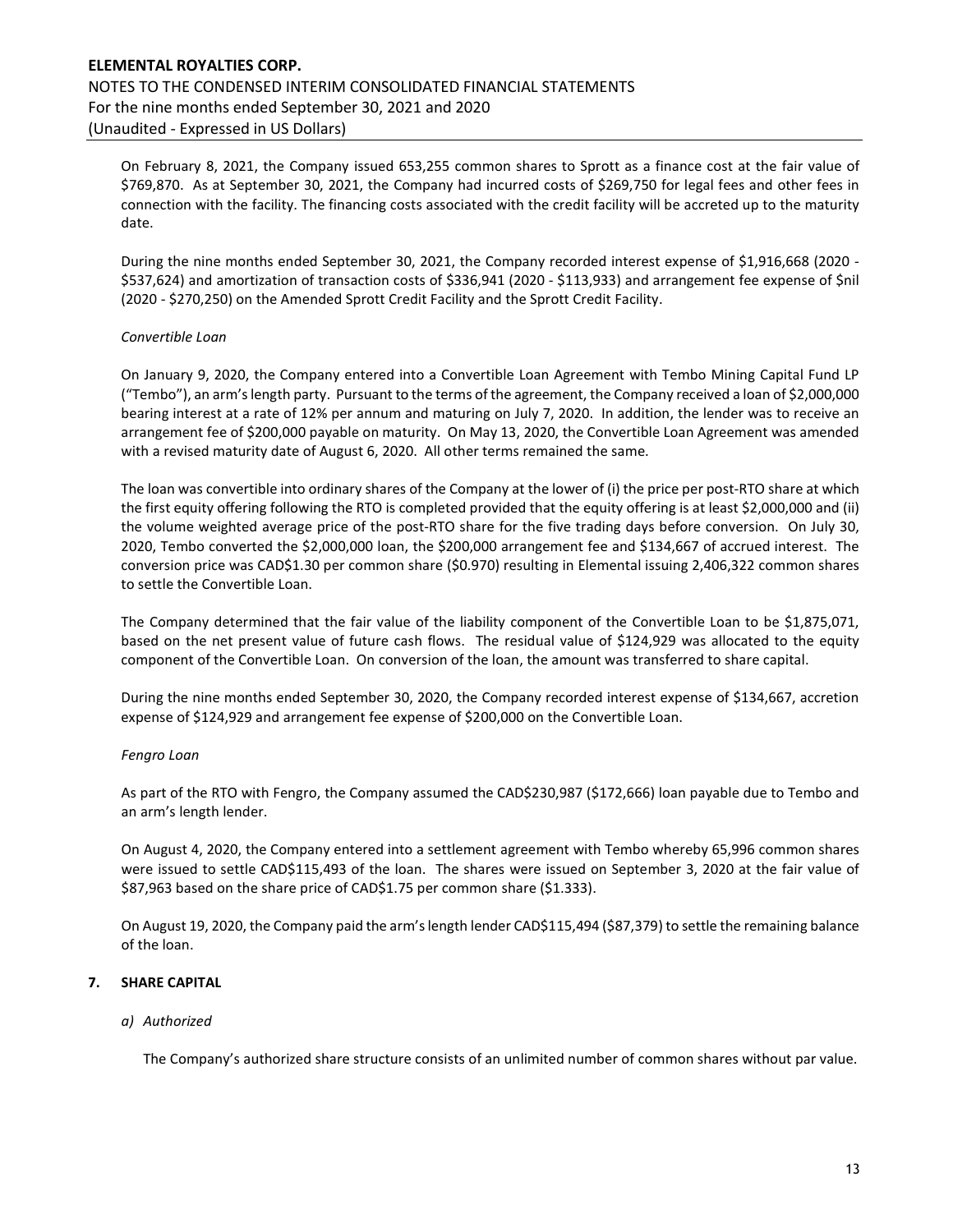On February 8, 2021, the Company issued 653,255 common shares to Sprott as a finance cost at the fair value of $769,870. As at September 30, 2021, the Company had incurred costs of $269,750 for legal fees and other fees in connection with the facility. The financing costs associated with the credit facility will be accreted up to the maturity date.

During the nine months ended September 30, 2021, the Company recorded interest expense of $1,916,668 (2020 - $537,624) and amortization of transaction costs of $336,941 (2020 - $113,933) and arrangement fee expense of $nil (2020 - $270,250) on the Amended Sprott Credit Facility and the Sprott Credit Facility.

*Convertible Loan*

On January 9, 2020, the Company entered into a Convertible Loan Agreement with Tembo Mining Capital Fund LP ("Tembo"), an arm's length party. Pursuant to the terms of the agreement, the Company received a loan of $2,000,000 bearing interest at a rate of 12% per annum and maturing on July 7, 2020. In addition, the lender was to receive an arrangement fee of $200,000 payable on maturity. On May 13, 2020, the Convertible Loan Agreement was amended with a revised maturity date of August 6, 2020. All other terms remained the same.

The loan was convertible into ordinary shares of the Company at the lower of (i) the price per post-RTO share at which the first equity offering following the RTO is completed provided that the equity offering is at least $2,000,000 and (ii) the volume weighted average price of the post-RTO share for the five trading days before conversion. On July 30, 2020, Tembo converted the $2,000,000 loan, the $200,000 arrangement fee and $134,667 of accrued interest. The conversion price was CAD$1.30 per common share ($0.970) resulting in Elemental issuing 2,406,322 common shares to settle the Convertible Loan.

The Company determined that the fair value of the liability component of the Convertible Loan to be $1,875,071, based on the net present value of future cash flows. The residual value of $124,929 was allocated to the equity component of the Convertible Loan. On conversion of the loan, the amount was transferred to share capital.

During the nine months ended September 30, 2020, the Company recorded interest expense of $134,667, accretion expense of $124,929 and arrangement fee expense of $200,000 on the Convertible Loan.

*Fengro Loan*

As part of the RTO with Fengro, the Company assumed the CAD$230,987 ($172,666) loan payable due to Tembo and an arm's length lender.

On August 4, 2020, the Company entered into a settlement agreement with Tembo whereby 65,996 common shares were issued to settle CAD$115,493 of the loan. The shares were issued on September 3, 2020 at the fair value of $87,963 based on the share price of CAD$1.75 per common share ($1.333).

On August 19, 2020, the Company paid the arm's length lender CAD$115,494 ($87,379) to settle the remaining balance of the loan.

## 7. SHARE CAPITAL

*a) Authorized*

The Company's authorized share structure consists of an unlimited number of common shares without par value.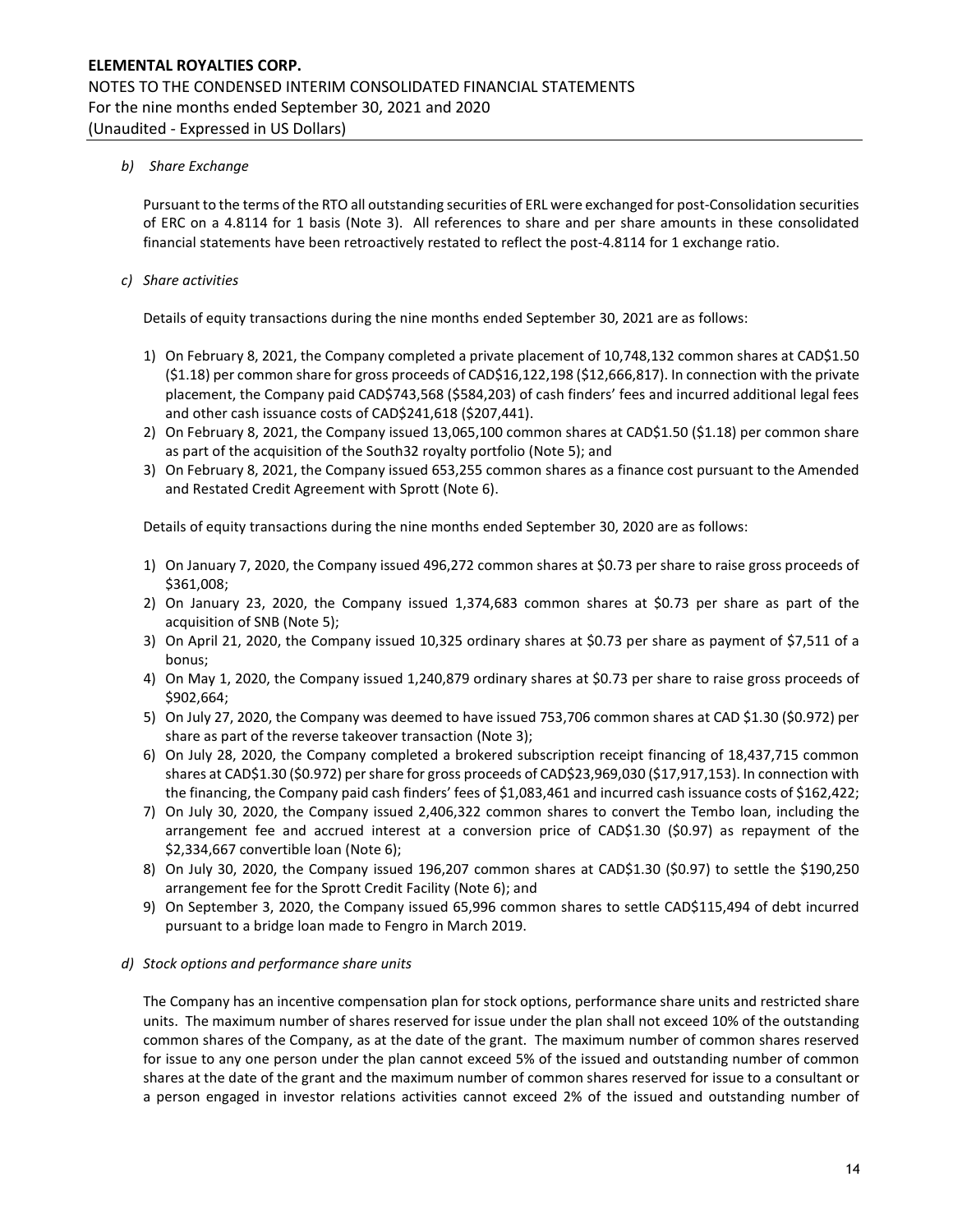*b) Share Exchange*

Pursuant to the terms of the RTO all outstanding securities of ERL were exchanged for post-Consolidation securities of ERC on a 4.8114 for 1 basis (Note 3). All references to share and per share amounts in these consolidated financial statements have been retroactively restated to reflect the post-4.8114 for 1 exchange ratio.

*c) Share activities*

Details of equity transactions during the nine months ended September 30, 2021 are as follows:

1) On February 8, 2021, the Company completed a private placement of 10,748,132 common shares at CAD$1.50 ($1.18) per common share for gross proceeds of CAD$16,122,198 ($12,666,817). In connection with the private placement, the Company paid CAD$743,568 ($584,203) of cash finders' fees and incurred additional legal fees and other cash issuance costs of CAD$241,618 ($207,441).
2) On February 8, 2021, the Company issued 13,065,100 common shares at CAD$1.50 ($1.18) per common share as part of the acquisition of the South32 royalty portfolio (Note 5); and
3) On February 8, 2021, the Company issued 653,255 common shares as a finance cost pursuant to the Amended and Restated Credit Agreement with Sprott (Note 6).

Details of equity transactions during the nine months ended September 30, 2020 are as follows:

1) On January 7, 2020, the Company issued 496,272 common shares at $0.73 per share to raise gross proceeds of $361,008;
2) On January 23, 2020, the Company issued 1,374,683 common shares at $0.73 per share as part of the acquisition of SNB (Note 5);
3) On April 21, 2020, the Company issued 10,325 ordinary shares at $0.73 per share as payment of $7,511 of a bonus;
4) On May 1, 2020, the Company issued 1,240,879 ordinary shares at $0.73 per share to raise gross proceeds of $902,664;
5) On July 27, 2020, the Company was deemed to have issued 753,706 common shares at CAD $1.30 ($0.972) per share as part of the reverse takeover transaction (Note 3);
6) On July 28, 2020, the Company completed a brokered subscription receipt financing of 18,437,715 common shares at CAD$1.30 ($0.972) per share for gross proceeds of CAD$23,969,030 ($17,917,153). In connection with the financing, the Company paid cash finders' fees of $1,083,461 and incurred cash issuance costs of $162,422;
7) On July 30, 2020, the Company issued 2,406,322 common shares to convert the Tembo loan, including the arrangement fee and accrued interest at a conversion price of CAD$1.30 ($0.97) as repayment of the $2,334,667 convertible loan (Note 6);
8) On July 30, 2020, the Company issued 196,207 common shares at CAD$1.30 ($0.97) to settle the $190,250 arrangement fee for the Sprott Credit Facility (Note 6); and
9) On September 3, 2020, the Company issued 65,996 common shares to settle CAD$115,494 of debt incurred pursuant to a bridge loan made to Fengro in March 2019.

*d) Stock options and performance share units*

The Company has an incentive compensation plan for stock options, performance share units and restricted share units. The maximum number of shares reserved for issue under the plan shall not exceed 10% of the outstanding common shares of the Company, as at the date of the grant. The maximum number of common shares reserved for issue to any one person under the plan cannot exceed 5% of the issued and outstanding number of common shares at the date of the grant and the maximum number of common shares reserved for issue to a consultant or a person engaged in investor relations activities cannot exceed 2% of the issued and outstanding number of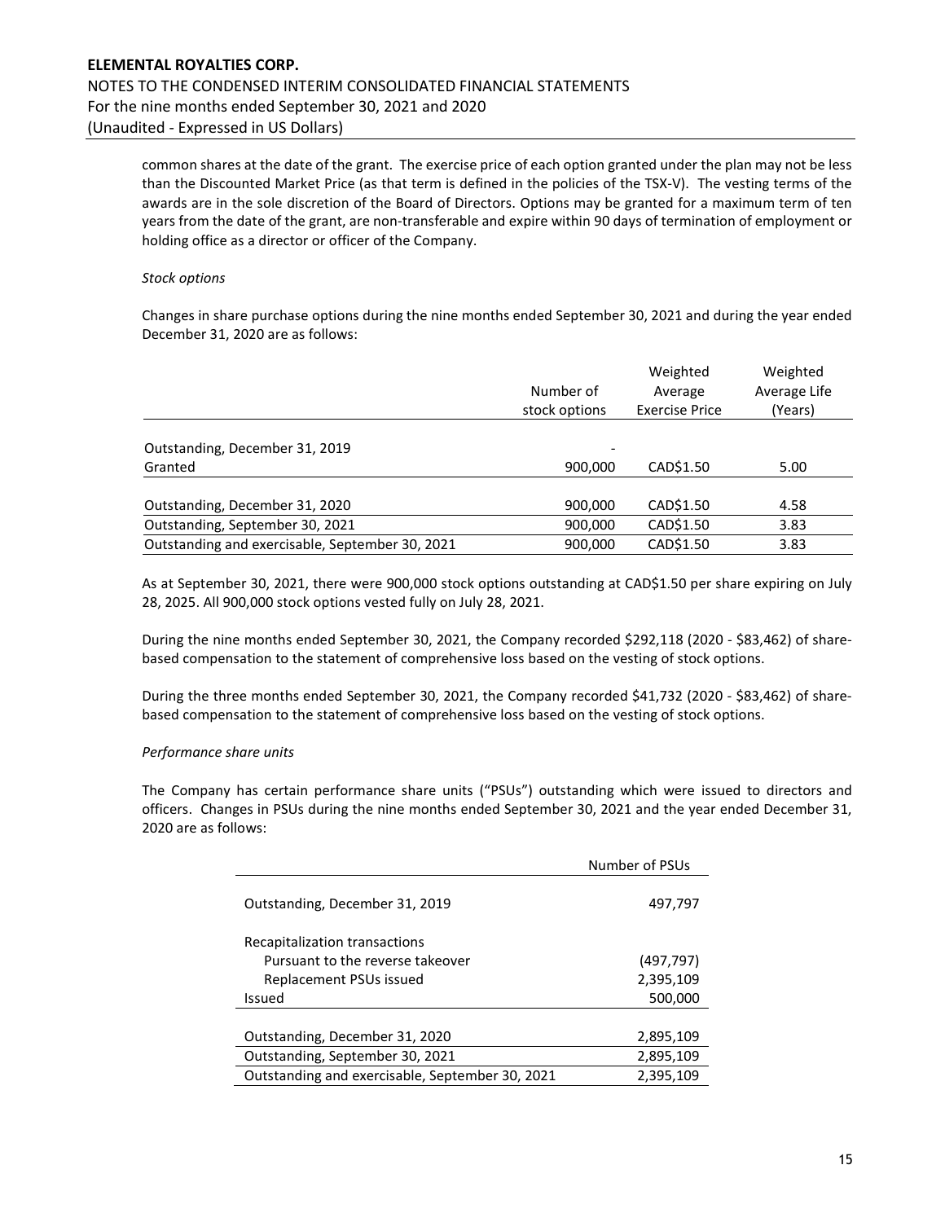common shares at the date of the grant. The exercise price of each option granted under the plan may not be less than the Discounted Market Price (as that term is defined in the policies of the TSX-V). The vesting terms of the awards are in the sole discretion of the Board of Directors. Options may be granted for a maximum term of ten years from the date of the grant, are non-transferable and expire within 90 days of termination of employment or holding office as a director or officer of the Company.

*Stock options*

Changes in share purchase options during the nine months ended September 30, 2021 and during the year ended December 31, 2020 are as follows:

| | Number of stock options | Weighted Average Exercise Price | Weighted Average Life (Years) |
|---|---|---|---|
| Outstanding, December 31, 2019 | - | | |
| Granted | 900,000 | CAD$1.50 | 5.00 |
| Outstanding, December 31, 2020 | 900,000 | CAD$1.50 | 4.58 |
| Outstanding, September 30, 2021 | 900,000 | CAD$1.50 | 3.83 |
| Outstanding and exercisable, September 30, 2021 | 900,000 | CAD$1.50 | 3.83 |

As at September 30, 2021, there were 900,000 stock options outstanding at CAD$1.50 per share expiring on July 28, 2025. All 900,000 stock options vested fully on July 28, 2021.

During the nine months ended September 30, 2021, the Company recorded $292,118 (2020 - $83,462) of share-based compensation to the statement of comprehensive loss based on the vesting of stock options.

During the three months ended September 30, 2021, the Company recorded $41,732 (2020 - $83,462) of share-based compensation to the statement of comprehensive loss based on the vesting of stock options.

*Performance share units*

The Company has certain performance share units ("PSUs") outstanding which were issued to directors and officers. Changes in PSUs during the nine months ended September 30, 2021 and the year ended December 31, 2020 are as follows:

| | Number of PSUs |
|---|---|
| Outstanding, December 31, 2019 | 497,797 |
| Recapitalization transactions | |
| Pursuant to the reverse takeover | (497,797) |
| Replacement PSUs issued | 2,395,109 |
| Issued | 500,000 |
| Outstanding, December 31, 2020 | 2,895,109 |
| Outstanding, September 30, 2021 | 2,895,109 |
| Outstanding and exercisable, September 30, 2021 | 2,395,109 |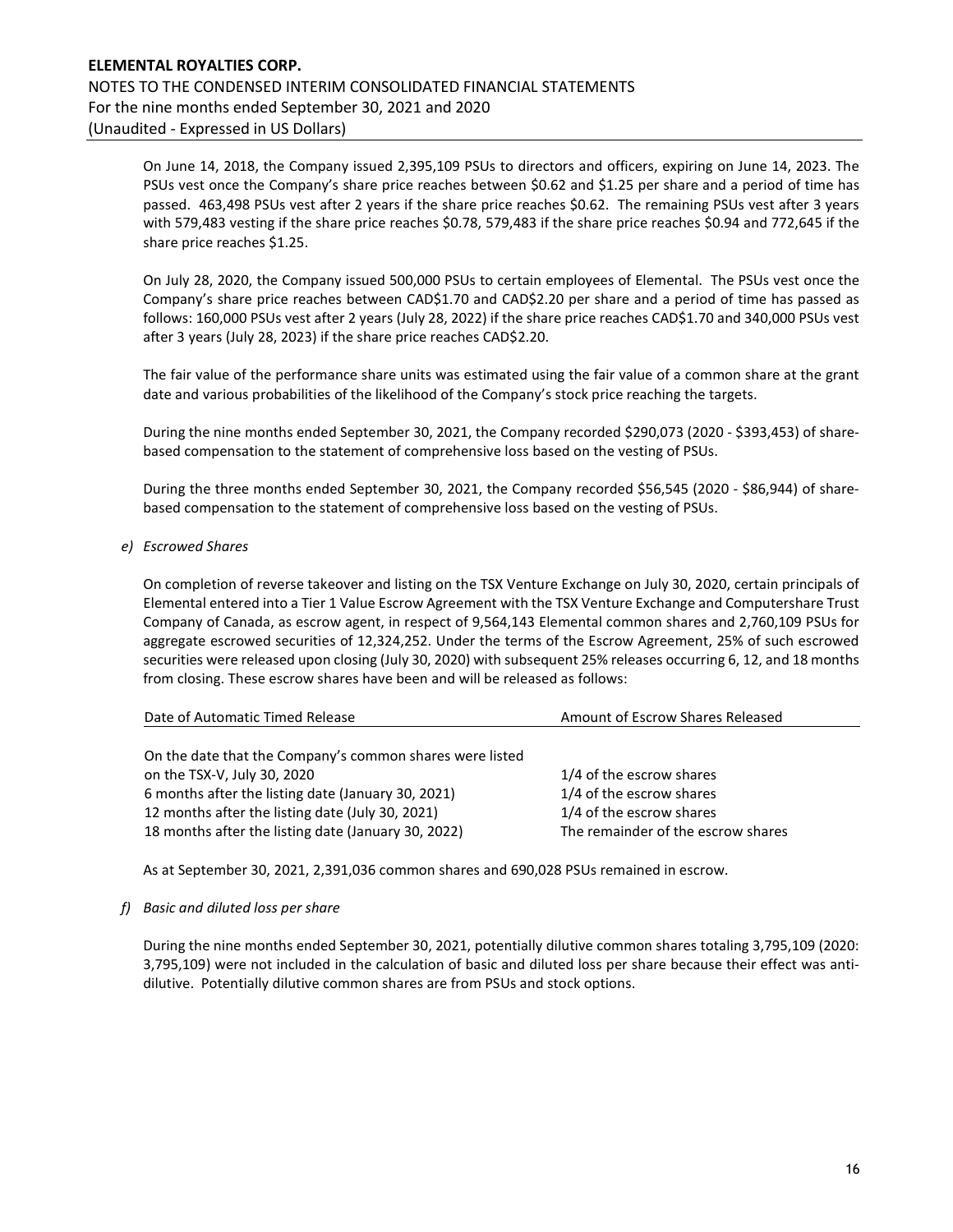On June 14, 2018, the Company issued 2,395,109 PSUs to directors and officers, expiring on June 14, 2023. The PSUs vest once the Company's share price reaches between $0.62 and $1.25 per share and a period of time has passed. 463,498 PSUs vest after 2 years if the share price reaches $0.62. The remaining PSUs vest after 3 years with 579,483 vesting if the share price reaches $0.78, 579,483 if the share price reaches $0.94 and 772,645 if the share price reaches $1.25.

On July 28, 2020, the Company issued 500,000 PSUs to certain employees of Elemental. The PSUs vest once the Company's share price reaches between CAD$1.70 and CAD$2.20 per share and a period of time has passed as follows: 160,000 PSUs vest after 2 years (July 28, 2022) if the share price reaches CAD$1.70 and 340,000 PSUs vest after 3 years (July 28, 2023) if the share price reaches CAD$2.20.

The fair value of the performance share units was estimated using the fair value of a common share at the grant date and various probabilities of the likelihood of the Company's stock price reaching the targets.

During the nine months ended September 30, 2021, the Company recorded $290,073 (2020 - $393,453) of share-based compensation to the statement of comprehensive loss based on the vesting of PSUs.

During the three months ended September 30, 2021, the Company recorded $56,545 (2020 - $86,944) of share-based compensation to the statement of comprehensive loss based on the vesting of PSUs.

*e) Escrowed Shares*

On completion of reverse takeover and listing on the TSX Venture Exchange on July 30, 2020, certain principals of Elemental entered into a Tier 1 Value Escrow Agreement with the TSX Venture Exchange and Computershare Trust Company of Canada, as escrow agent, in respect of 9,564,143 Elemental common shares and 2,760,109 PSUs for aggregate escrowed securities of 12,324,252. Under the terms of the Escrow Agreement, 25% of such escrowed securities were released upon closing (July 30, 2020) with subsequent 25% releases occurring 6, 12, and 18 months from closing. These escrow shares have been and will be released as follows:

| Date of Automatic Timed Release | Amount of Escrow Shares Released |
|---|---|
| On the date that the Company's common shares were listed on the TSX-V, July 30, 2020 | 1/4 of the escrow shares |
| 6 months after the listing date (January 30, 2021) | 1/4 of the escrow shares |
| 12 months after the listing date (July 30, 2021) | 1/4 of the escrow shares |
| 18 months after the listing date (January 30, 2022) | The remainder of the escrow shares |

As at September 30, 2021, 2,391,036 common shares and 690,028 PSUs remained in escrow.

*f) Basic and diluted loss per share*

During the nine months ended September 30, 2021, potentially dilutive common shares totaling 3,795,109 (2020: 3,795,109) were not included in the calculation of basic and diluted loss per share because their effect was anti-dilutive. Potentially dilutive common shares are from PSUs and stock options.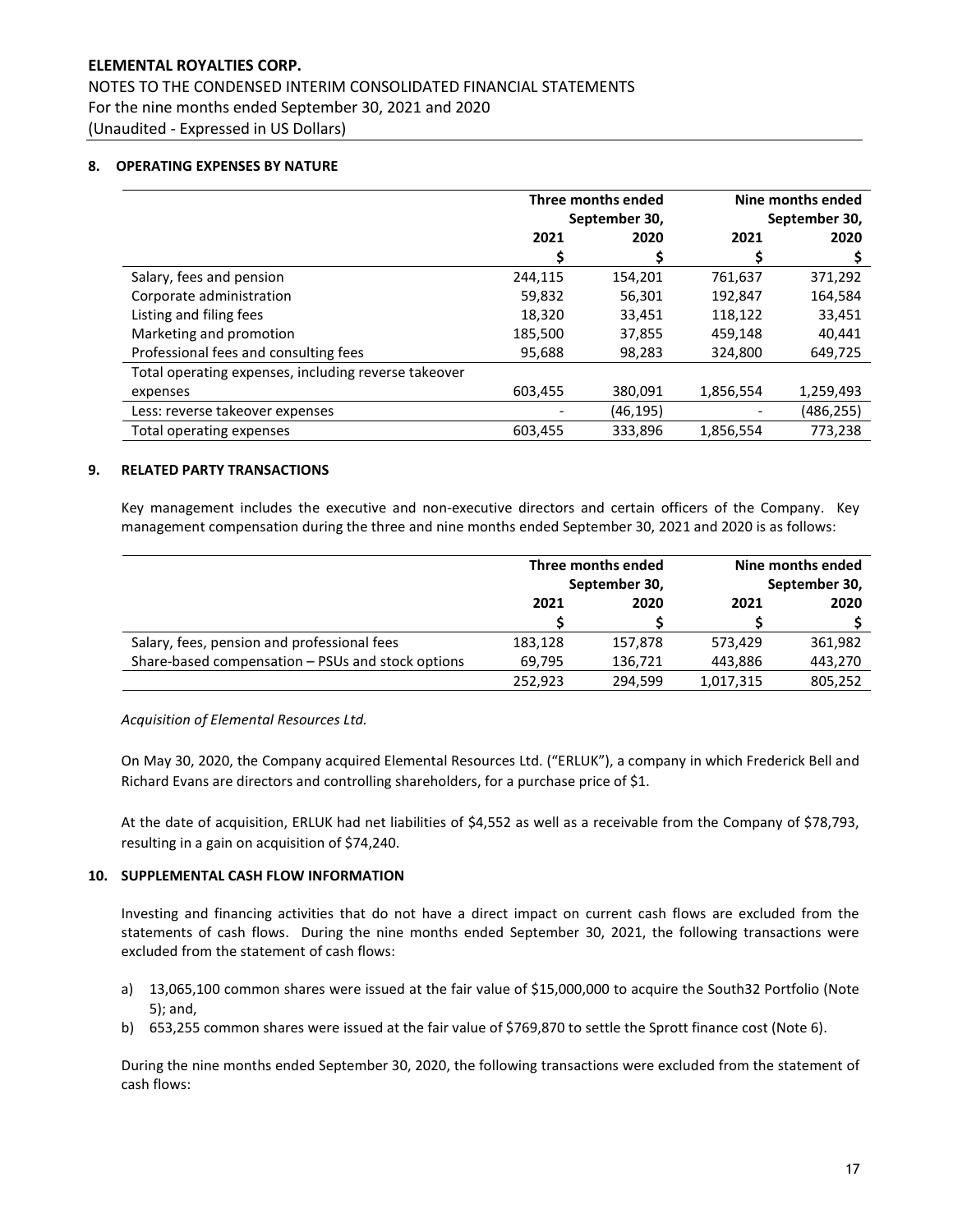## 8. OPERATING EXPENSES BY NATURE

| | Three months ended September 30, | | Nine months ended September 30, | |
|---|---|---|---|---|
| | 2021 | 2020 | 2021 | 2020 |
| | $ | $ | $ | $ |
| Salary, fees and pension | 244,115 | 154,201 | 761,637 | 371,292 |
| Corporate administration | 59,832 | 56,301 | 192,847 | 164,584 |
| Listing and filing fees | 18,320 | 33,451 | 118,122 | 33,451 |
| Marketing and promotion | 185,500 | 37,855 | 459,148 | 40,441 |
| Professional fees and consulting fees | 95,688 | 98,283 | 324,800 | 649,725 |
| Total operating expenses, including reverse takeover expenses | 603,455 | 380,091 | 1,856,554 | 1,259,493 |
| Less: reverse takeover expenses | - | (46,195) | - | (486,255) |
| Total operating expenses | 603,455 | 333,896 | 1,856,554 | 773,238 |

## 9. RELATED PARTY TRANSACTIONS

Key management includes the executive and non-executive directors and certain officers of the Company. Key management compensation during the three and nine months ended September 30, 2021 and 2020 is as follows:

| | Three months ended September 30, | | Nine months ended September 30, | |
|---|---|---|---|---|
| | 2021 | 2020 | 2021 | 2020 |
| | $ | $ | $ | $ |
| Salary, fees, pension and professional fees | 183,128 | 157,878 | 573,429 | 361,982 |
| Share-based compensation – PSUs and stock options | 69,795 | 136,721 | 443,886 | 443,270 |
| | 252,923 | 294,599 | 1,017,315 | 805,252 |

*Acquisition of Elemental Resources Ltd.*

On May 30, 2020, the Company acquired Elemental Resources Ltd. ("ERLUK"), a company in which Frederick Bell and Richard Evans are directors and controlling shareholders, for a purchase price of $1.

At the date of acquisition, ERLUK had net liabilities of $4,552 as well as a receivable from the Company of $78,793, resulting in a gain on acquisition of $74,240.

## 10. SUPPLEMENTAL CASH FLOW INFORMATION

Investing and financing activities that do not have a direct impact on current cash flows are excluded from the statements of cash flows. During the nine months ended September 30, 2021, the following transactions were excluded from the statement of cash flows:

a) 13,065,100 common shares were issued at the fair value of $15,000,000 to acquire the South32 Portfolio (Note 5); and,
b) 653,255 common shares were issued at the fair value of $769,870 to settle the Sprott finance cost (Note 6).

During the nine months ended September 30, 2020, the following transactions were excluded from the statement of cash flows: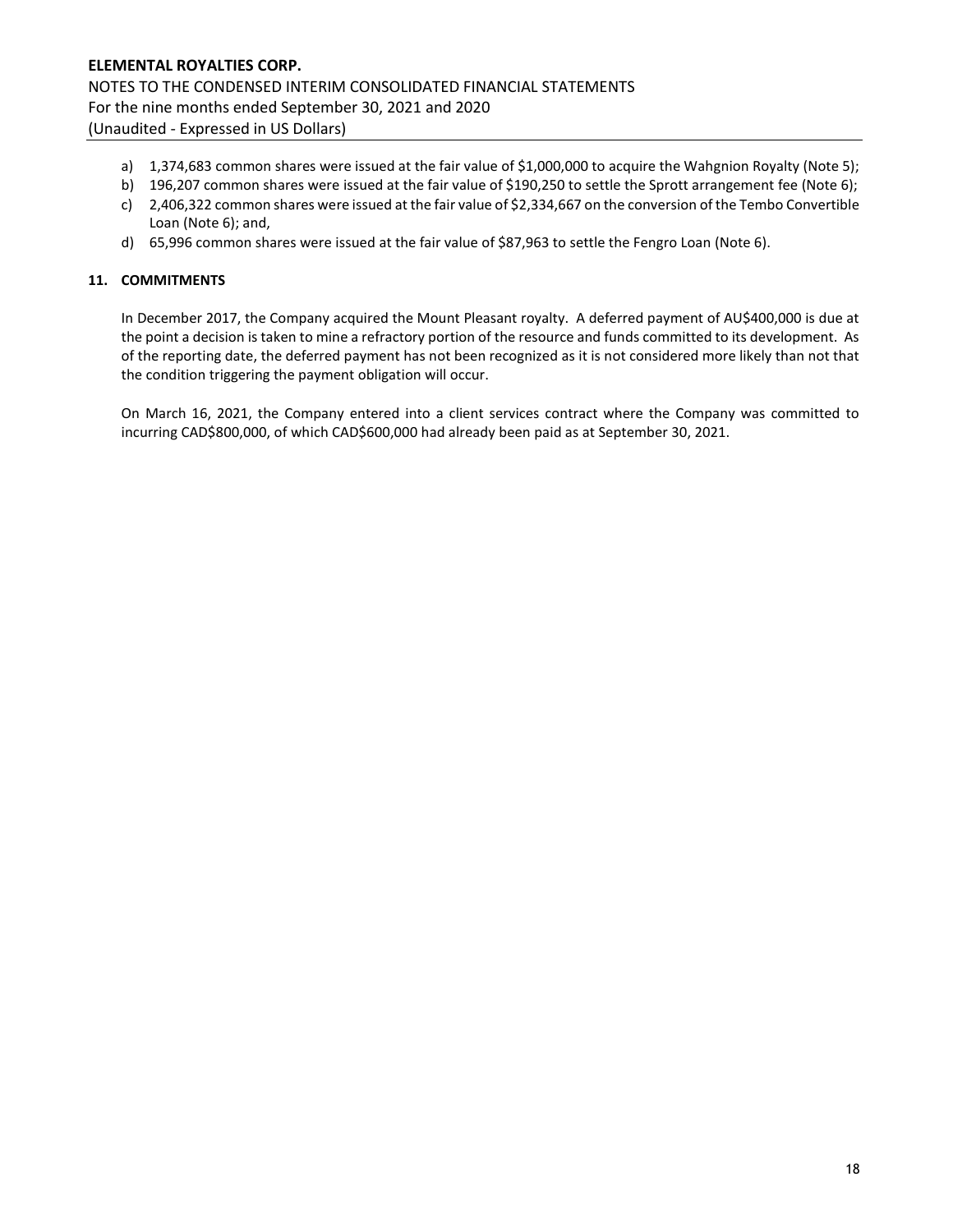a) 1,374,683 common shares were issued at the fair value of $1,000,000 to acquire the Wahgnion Royalty (Note 5);
b) 196,207 common shares were issued at the fair value of $190,250 to settle the Sprott arrangement fee (Note 6);
c) 2,406,322 common shares were issued at the fair value of $2,334,667 on the conversion of the Tembo Convertible Loan (Note 6); and,
d) 65,996 common shares were issued at the fair value of $87,963 to settle the Fengro Loan (Note 6).

## 11. COMMITMENTS

In December 2017, the Company acquired the Mount Pleasant royalty. A deferred payment of AU$400,000 is due at the point a decision is taken to mine a refractory portion of the resource and funds committed to its development. As of the reporting date, the deferred payment has not been recognized as it is not considered more likely than not that the condition triggering the payment obligation will occur.

On March 16, 2021, the Company entered into a client services contract where the Company was committed to incurring CAD$800,000, of which CAD$600,000 had already been paid as at September 30, 2021.